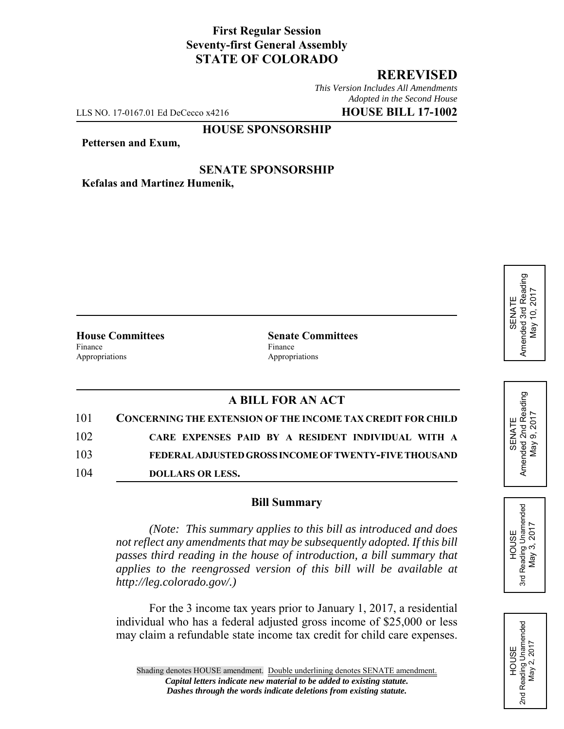**First Regular Session**
**Seventy-first General Assembly**
**STATE OF COLORADO**

## REREVISED

*This Version Includes All Amendments Adopted in the Second House*

LLS NO. 17-0167.01 Ed DeCecco x4216 **HOUSE BILL 17-1002**

**HOUSE SPONSORSHIP**

**Pettersen and Exum,**

**SENATE SPONSORSHIP**

**Kefalas and Martinez Humenik,**

SENATE Amended 3rd Reading May 10, 2017

SENATE Amended 2nd Reading May 9, 2017

HOUSE 3rd Reading Unamended May 3, 2017

HOUSE 2nd Reading Unamended May 2, 2017

| **House Committees** | **Senate Committees** |
|---|---|
| Finance | Finance |
| Appropriations | Appropriations |

## A BILL FOR AN ACT

101 **CONCERNING THE EXTENSION OF THE INCOME TAX CREDIT FOR CHILD**
102 **CARE EXPENSES PAID BY A RESIDENT INDIVIDUAL WITH A**
103 **FEDERAL ADJUSTED GROSS INCOME OF TWENTY-FIVE THOUSAND**
104 **DOLLARS OR LESS.**

### Bill Summary

*(Note: This summary applies to this bill as introduced and does not reflect any amendments that may be subsequently adopted. If this bill passes third reading in the house of introduction, a bill summary that applies to the reengrossed version of this bill will be available at http://leg.colorado.gov/.)*

For the 3 income tax years prior to January 1, 2017, a residential individual who has a federal adjusted gross income of $25,000 or less may claim a refundable state income tax credit for child care expenses.

Shading denotes HOUSE amendment. Double underlining denotes SENATE amendment.
***Capital letters indicate new material to be added to existing statute.***
***Dashes through the words indicate deletions from existing statute.***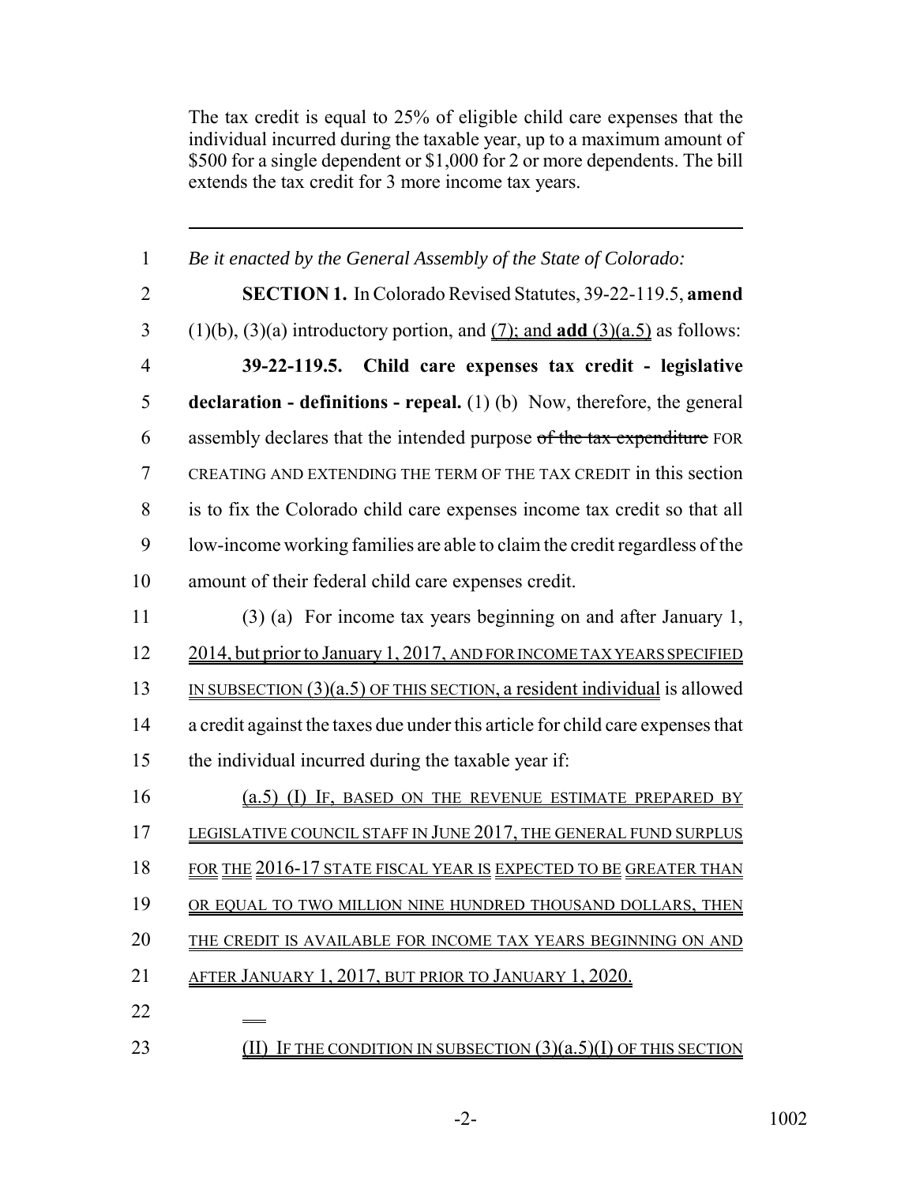The tax credit is equal to 25% of eligible child care expenses that the individual incurred during the taxable year, up to a maximum amount of $500 for a single dependent or $1,000 for 2 or more dependents. The bill extends the tax credit for 3 more income tax years.

---

1 *Be it enacted by the General Assembly of the State of Colorado:*

2 **SECTION 1.** In Colorado Revised Statutes, 39-22-119.5, **amend**
3 (1)(b), (3)(a) introductory portion, and (7); and **add** (3)(a.5) as follows:

4 **39-22-119.5. Child care expenses tax credit - legislative**
5 **declaration - definitions - repeal.** (1) (b) Now, therefore, the general
6 assembly declares that the intended purpose ~~of the tax expenditure~~ FOR
7 CREATING AND EXTENDING THE TERM OF THE TAX CREDIT in this section
8 is to fix the Colorado child care expenses income tax credit so that all
9 low-income working families are able to claim the credit regardless of the
10 amount of their federal child care expenses credit.

11 (3) (a) For income tax years beginning on and after January 1,
12 2014, but prior to January 1, 2017, AND FOR INCOME TAX YEARS SPECIFIED
13 IN SUBSECTION (3)(a.5) OF THIS SECTION, a resident individual is allowed
14 a credit against the taxes due under this article for child care expenses that
15 the individual incurred during the taxable year if:

16 (a.5) (I) IF, BASED ON THE REVENUE ESTIMATE PREPARED BY
17 LEGISLATIVE COUNCIL STAFF IN JUNE 2017, THE GENERAL FUND SURPLUS
18 FOR THE 2016-17 STATE FISCAL YEAR IS EXPECTED TO BE GREATER THAN
19 OR EQUAL TO TWO MILLION NINE HUNDRED THOUSAND DOLLARS, THEN
20 THE CREDIT IS AVAILABLE FOR INCOME TAX YEARS BEGINNING ON AND
21 AFTER JANUARY 1, 2017, BUT PRIOR TO JANUARY 1, 2020.

22

23 (II) IF THE CONDITION IN SUBSECTION (3)(a.5)(I) OF THIS SECTION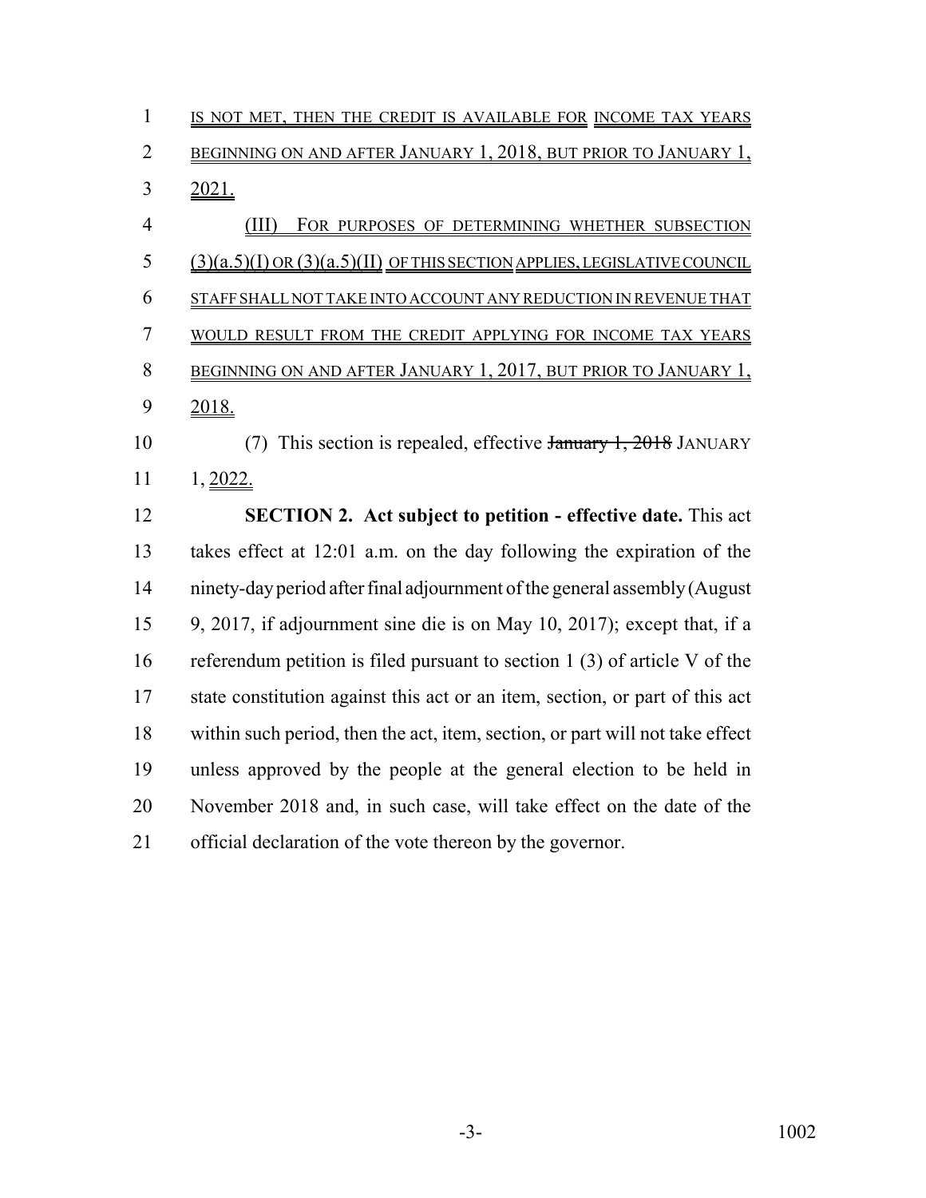IS NOT MET, THEN THE CREDIT IS AVAILABLE FOR INCOME TAX YEARS BEGINNING ON AND AFTER JANUARY 1, 2018, BUT PRIOR TO JANUARY 1, 2021.

(III) FOR PURPOSES OF DETERMINING WHETHER SUBSECTION (3)(a.5)(I) OR (3)(a.5)(II) OF THIS SECTION APPLIES, LEGISLATIVE COUNCIL STAFF SHALL NOT TAKE INTO ACCOUNT ANY REDUCTION IN REVENUE THAT WOULD RESULT FROM THE CREDIT APPLYING FOR INCOME TAX YEARS BEGINNING ON AND AFTER JANUARY 1, 2017, BUT PRIOR TO JANUARY 1, 2018.

(7) This section is repealed, effective ~~January 1, 2018~~ JANUARY 1, 2022.

**SECTION 2. Act subject to petition - effective date.** This act takes effect at 12:01 a.m. on the day following the expiration of the ninety-day period after final adjournment of the general assembly (August 9, 2017, if adjournment sine die is on May 10, 2017); except that, if a referendum petition is filed pursuant to section 1 (3) of article V of the state constitution against this act or an item, section, or part of this act within such period, then the act, item, section, or part will not take effect unless approved by the people at the general election to be held in November 2018 and, in such case, will take effect on the date of the official declaration of the vote thereon by the governor.